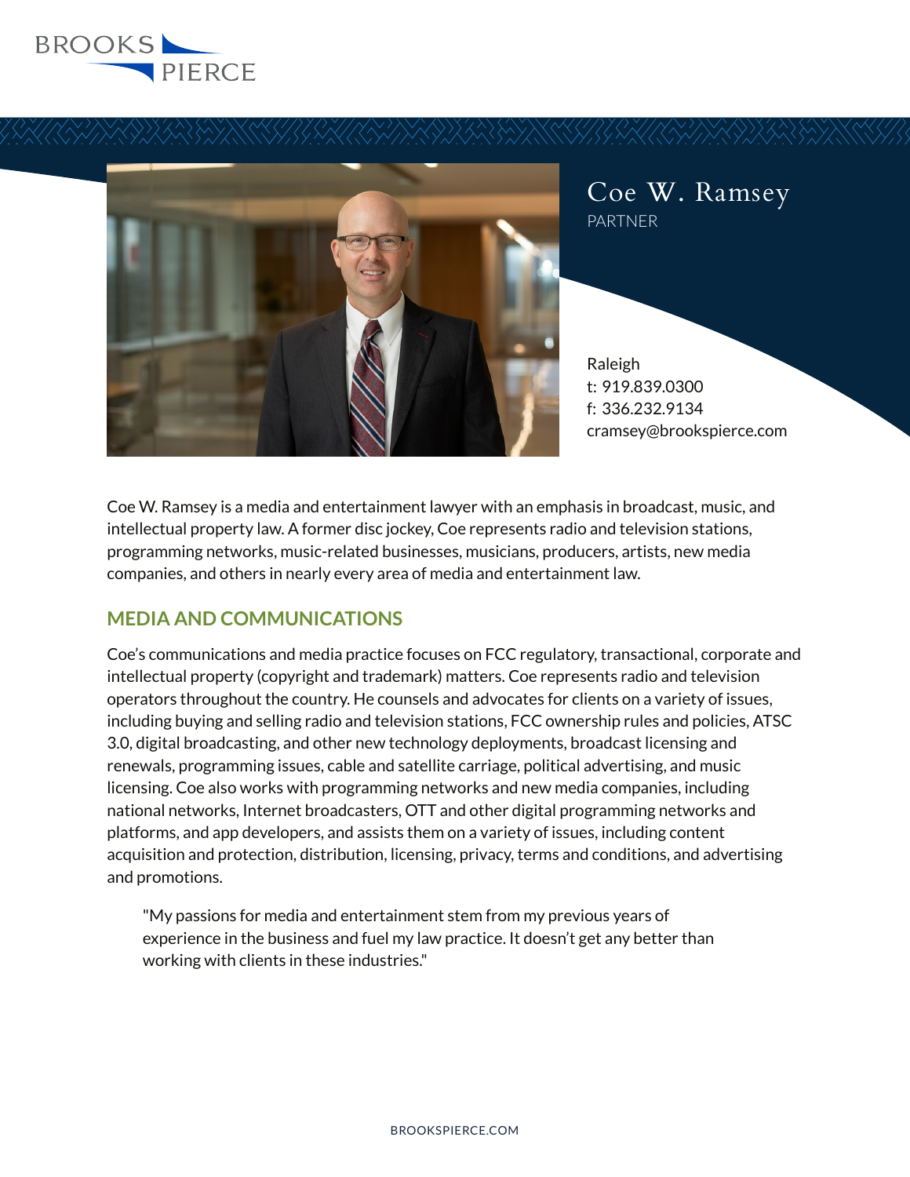BROOKS PIERCE

# Coe W. Ramsey

PARTNER

Raleigh
t: 919.839.0300
f: 336.232.9134
cramsey@brookspierce.com

Coe W. Ramsey is a media and entertainment lawyer with an emphasis in broadcast, music, and intellectual property law. A former disc jockey, Coe represents radio and television stations, programming networks, music-related businesses, musicians, producers, artists, new media companies, and others in nearly every area of media and entertainment law.

## MEDIA AND COMMUNICATIONS

Coe's communications and media practice focuses on FCC regulatory, transactional, corporate and intellectual property (copyright and trademark) matters. Coe represents radio and television operators throughout the country. He counsels and advocates for clients on a variety of issues, including buying and selling radio and television stations, FCC ownership rules and policies, ATSC 3.0, digital broadcasting, and other new technology deployments, broadcast licensing and renewals, programming issues, cable and satellite carriage, political advertising, and music licensing. Coe also works with programming networks and new media companies, including national networks, Internet broadcasters, OTT and other digital programming networks and platforms, and app developers, and assists them on a variety of issues, including content acquisition and protection, distribution, licensing, privacy, terms and conditions, and advertising and promotions.

> "My passions for media and entertainment stem from my previous years of experience in the business and fuel my law practice. It doesn't get any better than working with clients in these industries."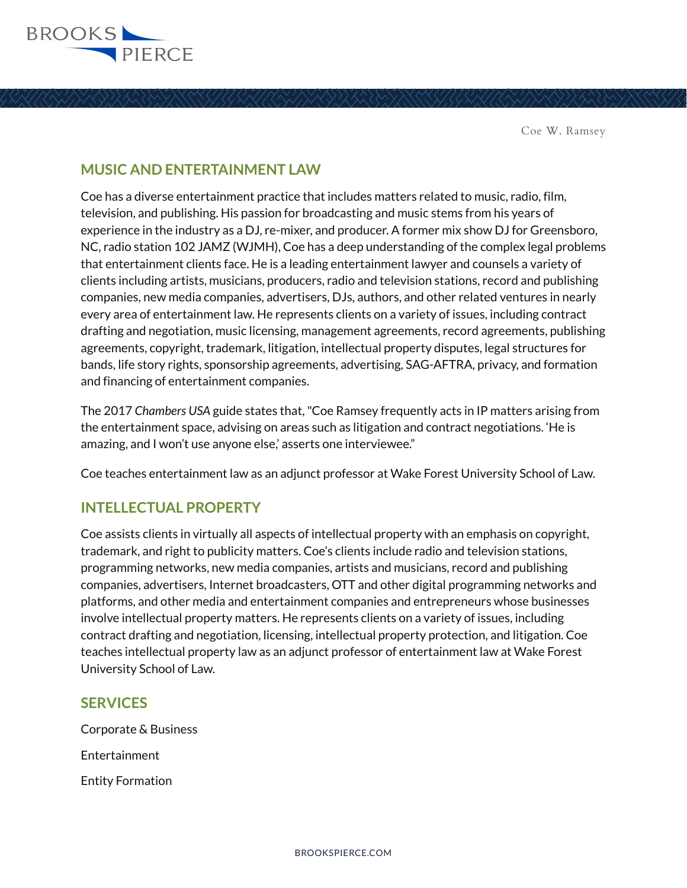## MUSIC AND ENTERTAINMENT LAW

Coe has a diverse entertainment practice that includes matters related to music, radio, film, television, and publishing. His passion for broadcasting and music stems from his years of experience in the industry as a DJ, re-mixer, and producer. A former mix show DJ for Greensboro, NC, radio station 102 JAMZ (WJMH), Coe has a deep understanding of the complex legal problems that entertainment clients face. He is a leading entertainment lawyer and counsels a variety of clients including artists, musicians, producers, radio and television stations, record and publishing companies, new media companies, advertisers, DJs, authors, and other related ventures in nearly every area of entertainment law. He represents clients on a variety of issues, including contract drafting and negotiation, music licensing, management agreements, record agreements, publishing agreements, copyright, trademark, litigation, intellectual property disputes, legal structures for bands, life story rights, sponsorship agreements, advertising, SAG-AFTRA, privacy, and formation and financing of entertainment companies.

The 2017 *Chambers USA* guide states that, "Coe Ramsey frequently acts in IP matters arising from the entertainment space, advising on areas such as litigation and contract negotiations. 'He is amazing, and I won't use anyone else,' asserts one interviewee."

Coe teaches entertainment law as an adjunct professor at Wake Forest University School of Law.

## INTELLECTUAL PROPERTY

Coe assists clients in virtually all aspects of intellectual property with an emphasis on copyright, trademark, and right to publicity matters. Coe's clients include radio and television stations, programming networks, new media companies, artists and musicians, record and publishing companies, advertisers, Internet broadcasters, OTT and other digital programming networks and platforms, and other media and entertainment companies and entrepreneurs whose businesses involve intellectual property matters. He represents clients on a variety of issues, including contract drafting and negotiation, licensing, intellectual property protection, and litigation. Coe teaches intellectual property law as an adjunct professor of entertainment law at Wake Forest University School of Law.

## SERVICES

Corporate & Business

Entertainment

Entity Formation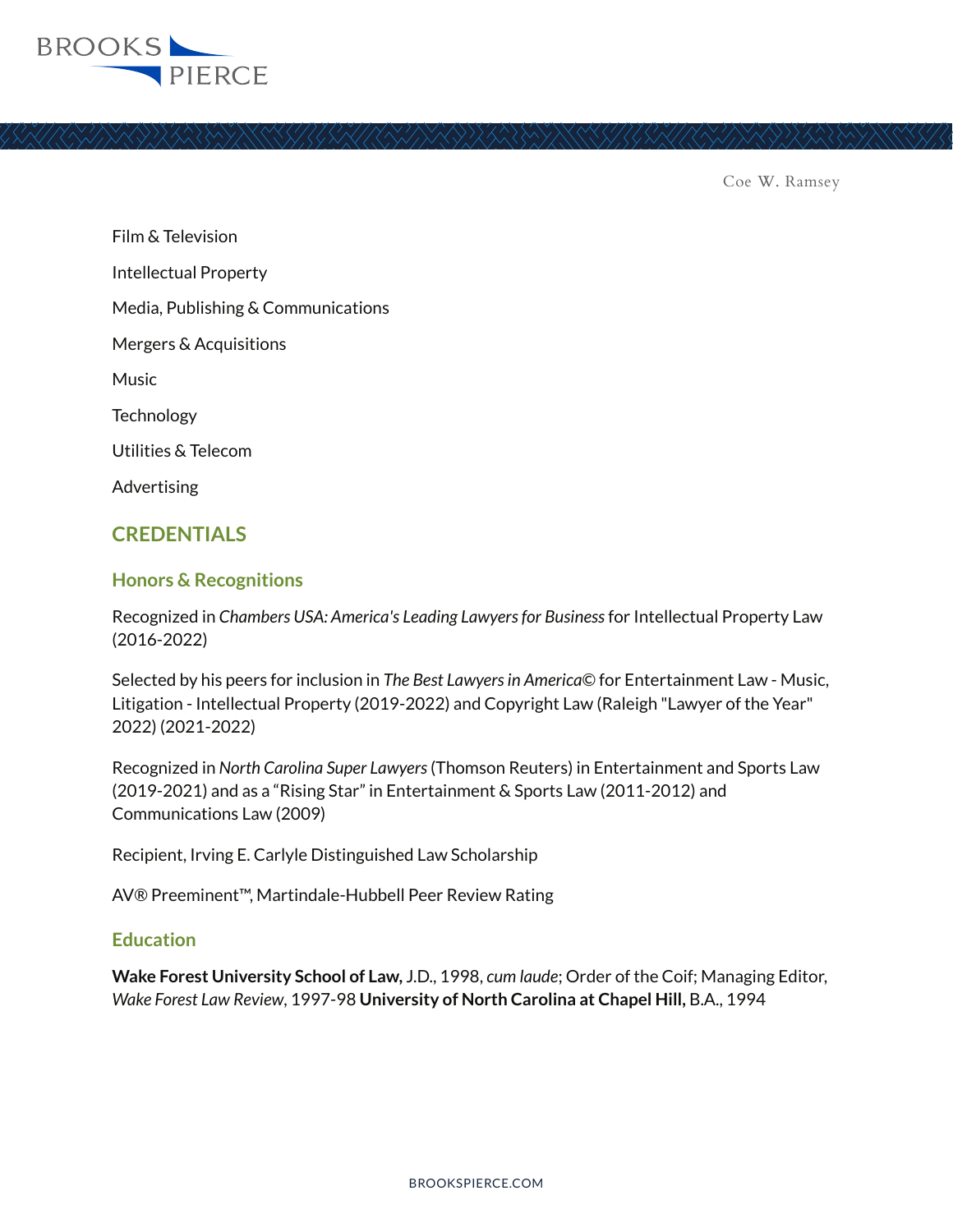Film & Television

Intellectual Property

Media, Publishing & Communications

Mergers & Acquisitions

Music

Technology

Utilities & Telecom

Advertising

## CREDENTIALS

### Honors & Recognitions

Recognized in *Chambers USA: America's Leading Lawyers for Business* for Intellectual Property Law (2016-2022)

Selected by his peers for inclusion in *The Best Lawyers in America©* for Entertainment Law - Music, Litigation - Intellectual Property (2019-2022) and Copyright Law (Raleigh "Lawyer of the Year" 2022) (2021-2022)

Recognized in *North Carolina Super Lawyers* (Thomson Reuters) in Entertainment and Sports Law (2019-2021) and as a "Rising Star" in Entertainment & Sports Law (2011-2012) and Communications Law (2009)

Recipient, Irving E. Carlyle Distinguished Law Scholarship

AV® Preeminent™, Martindale-Hubbell Peer Review Rating

### Education

**Wake Forest University School of Law,** J.D., 1998, *cum laude*; Order of the Coif; Managing Editor, *Wake Forest Law Review*, 1997-98 **University of North Carolina at Chapel Hill,** B.A., 1994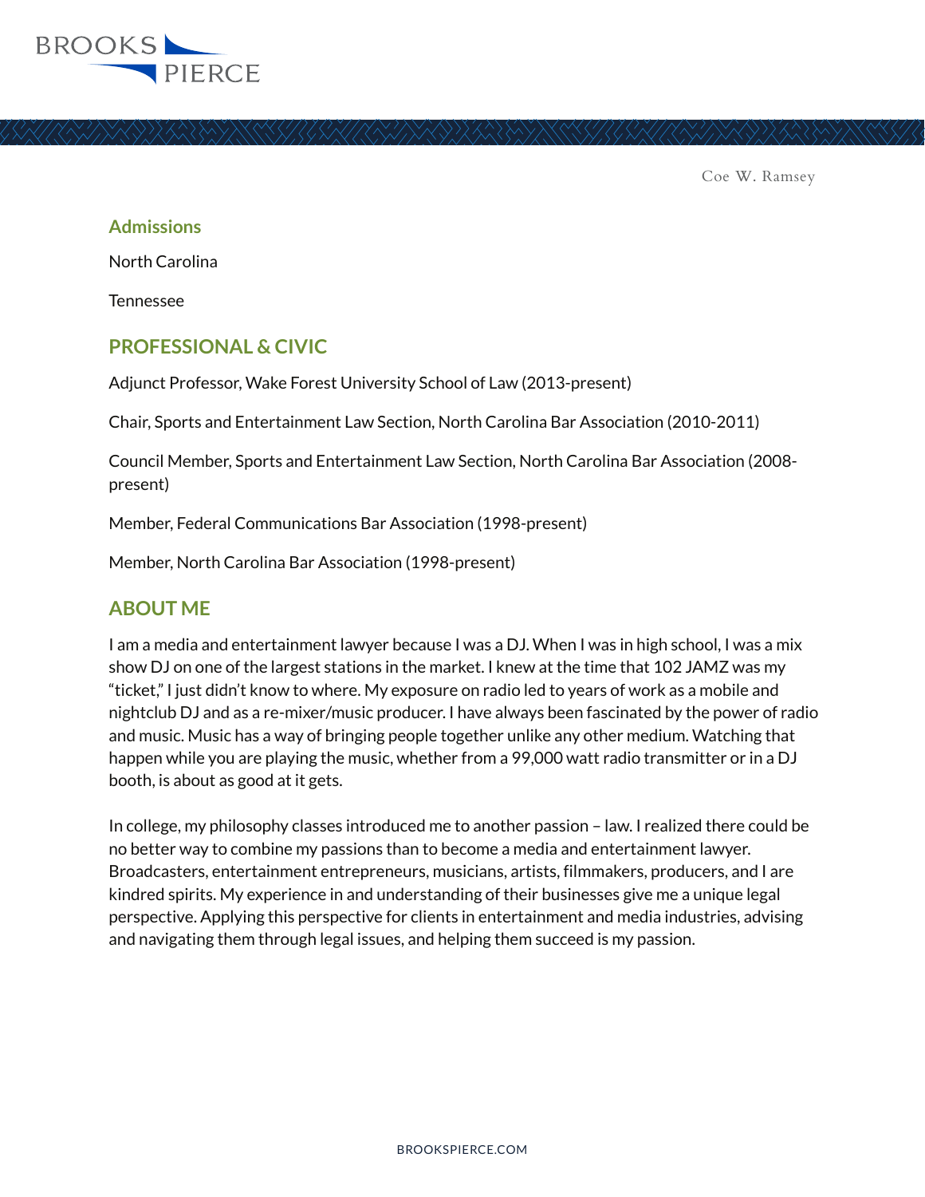## Admissions

North Carolina

Tennessee

## PROFESSIONAL & CIVIC

Adjunct Professor, Wake Forest University School of Law (2013-present)

Chair, Sports and Entertainment Law Section, North Carolina Bar Association (2010-2011)

Council Member, Sports and Entertainment Law Section, North Carolina Bar Association (2008-present)

Member, Federal Communications Bar Association (1998-present)

Member, North Carolina Bar Association (1998-present)

## ABOUT ME

I am a media and entertainment lawyer because I was a DJ. When I was in high school, I was a mix show DJ on one of the largest stations in the market. I knew at the time that 102 JAMZ was my "ticket," I just didn't know to where. My exposure on radio led to years of work as a mobile and nightclub DJ and as a re-mixer/music producer. I have always been fascinated by the power of radio and music. Music has a way of bringing people together unlike any other medium. Watching that happen while you are playing the music, whether from a 99,000 watt radio transmitter or in a DJ booth, is about as good at it gets.

In college, my philosophy classes introduced me to another passion – law. I realized there could be no better way to combine my passions than to become a media and entertainment lawyer. Broadcasters, entertainment entrepreneurs, musicians, artists, filmmakers, producers, and I are kindred spirits. My experience in and understanding of their businesses give me a unique legal perspective. Applying this perspective for clients in entertainment and media industries, advising and navigating them through legal issues, and helping them succeed is my passion.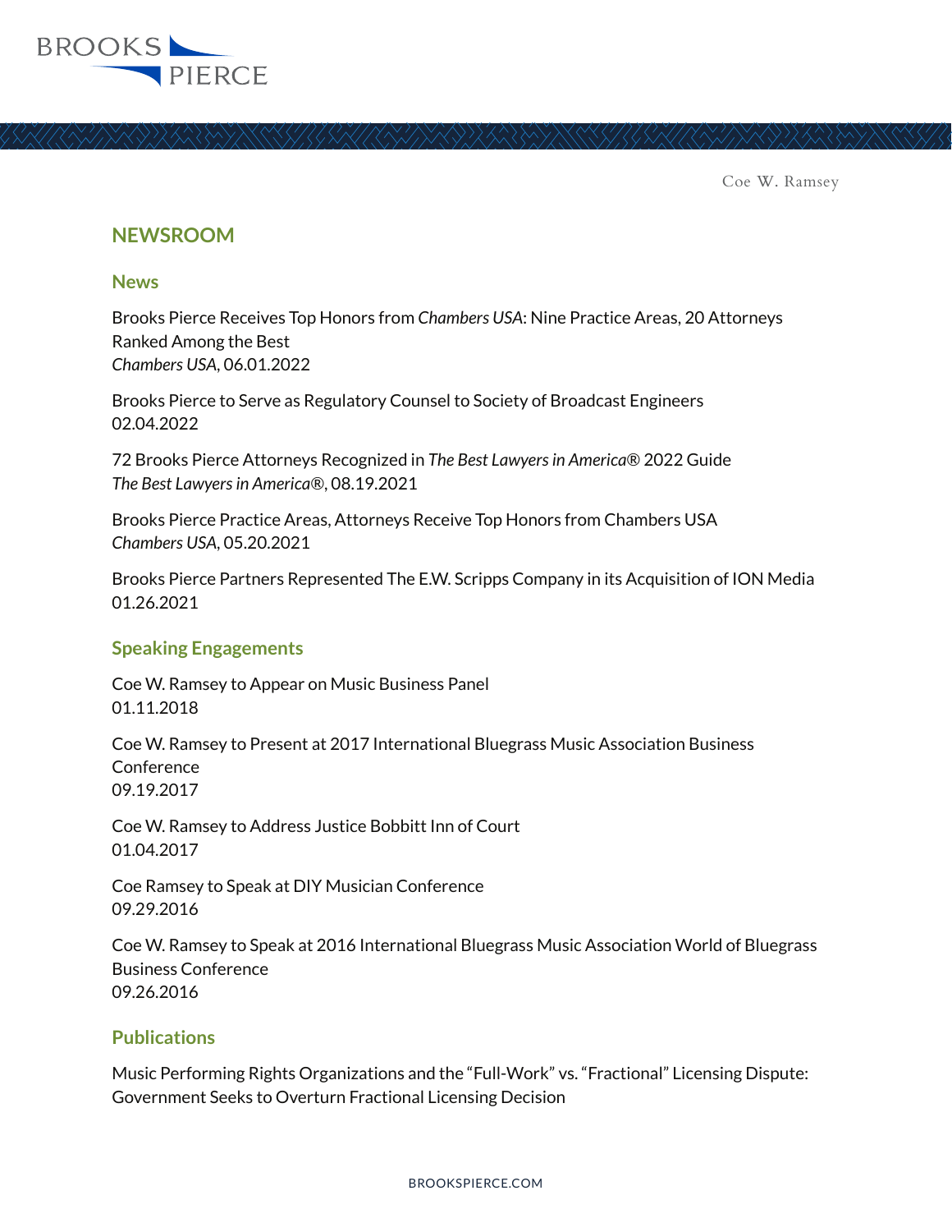## NEWSROOM

### News

Brooks Pierce Receives Top Honors from *Chambers USA*: Nine Practice Areas, 20 Attorneys Ranked Among the Best
*Chambers USA*, 06.01.2022

Brooks Pierce to Serve as Regulatory Counsel to Society of Broadcast Engineers
02.04.2022

72 Brooks Pierce Attorneys Recognized in *The Best Lawyers in America®* 2022 Guide
*The Best Lawyers in America®*, 08.19.2021

Brooks Pierce Practice Areas, Attorneys Receive Top Honors from Chambers USA
*Chambers USA*, 05.20.2021

Brooks Pierce Partners Represented The E.W. Scripps Company in its Acquisition of ION Media
01.26.2021

### Speaking Engagements

Coe W. Ramsey to Appear on Music Business Panel
01.11.2018

Coe W. Ramsey to Present at 2017 International Bluegrass Music Association Business Conference
09.19.2017

Coe W. Ramsey to Address Justice Bobbitt Inn of Court
01.04.2017

Coe Ramsey to Speak at DIY Musician Conference
09.29.2016

Coe W. Ramsey to Speak at 2016 International Bluegrass Music Association World of Bluegrass Business Conference
09.26.2016

### Publications

Music Performing Rights Organizations and the "Full-Work" vs. "Fractional" Licensing Dispute: Government Seeks to Overturn Fractional Licensing Decision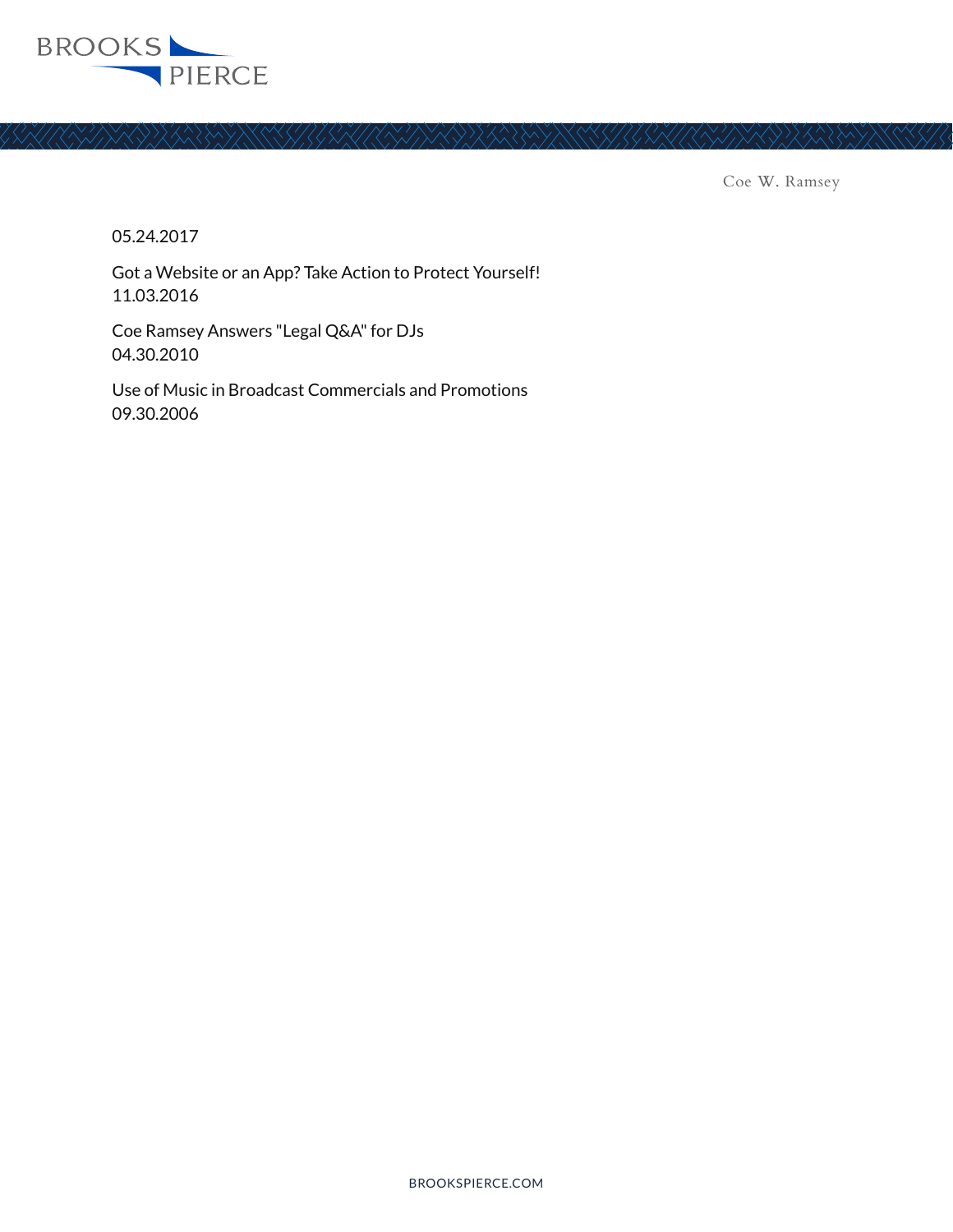05.24.2017

Got a Website or an App? Take Action to Protect Yourself!
11.03.2016

Coe Ramsey Answers "Legal Q&A" for DJs
04.30.2010

Use of Music in Broadcast Commercials and Promotions
09.30.2006